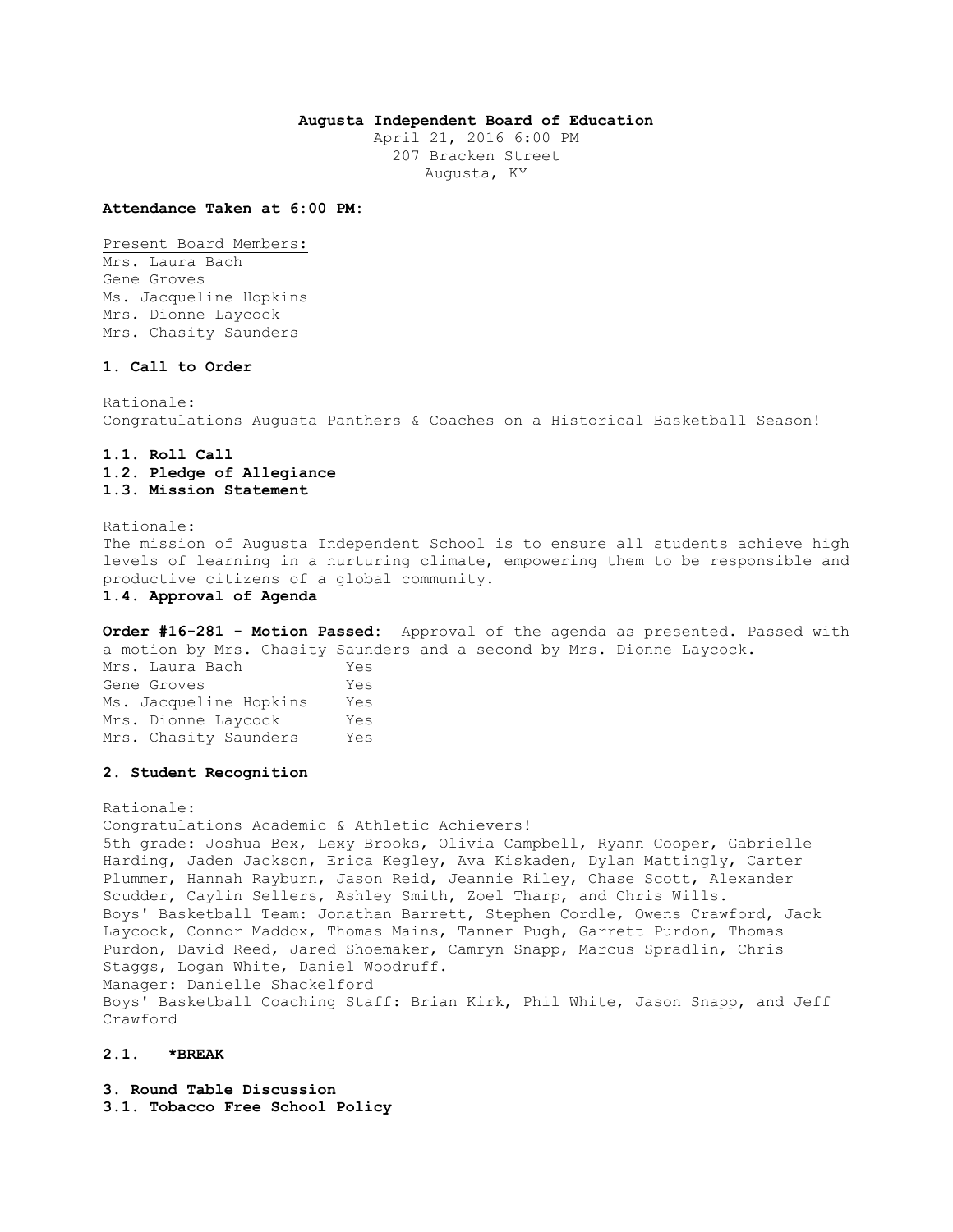**Augusta Independent Board of Education**
April 21, 2016 6:00 PM
207 Bracken Street
Augusta, KY

**Attendance Taken at 6:00 PM:**

Present Board Members:
Mrs. Laura Bach
Gene Groves
Ms. Jacqueline Hopkins
Mrs. Dionne Laycock
Mrs. Chasity Saunders

### 1. Call to Order

Rationale:
Congratulations Augusta Panthers & Coaches on a Historical Basketball Season!

**1.1. Roll Call**
**1.2. Pledge of Allegiance**
**1.3. Mission Statement**

Rationale:
The mission of Augusta Independent School is to ensure all students achieve high levels of learning in a nurturing climate, empowering them to be responsible and productive citizens of a global community.

**1.4. Approval of Agenda**

**Order #16-281 - Motion Passed:** Approval of the agenda as presented. Passed with a motion by Mrs. Chasity Saunders and a second by Mrs. Dionne Laycock.

| | |
|---|---|
| Mrs. Laura Bach | Yes |
| Gene Groves | Yes |
| Ms. Jacqueline Hopkins | Yes |
| Mrs. Dionne Laycock | Yes |
| Mrs. Chasity Saunders | Yes |

### 2. Student Recognition

Rationale:
Congratulations Academic & Athletic Achievers!
5th grade: Joshua Bex, Lexy Brooks, Olivia Campbell, Ryann Cooper, Gabrielle Harding, Jaden Jackson, Erica Kegley, Ava Kiskaden, Dylan Mattingly, Carter Plummer, Hannah Rayburn, Jason Reid, Jeannie Riley, Chase Scott, Alexander Scudder, Caylin Sellers, Ashley Smith, Zoel Tharp, and Chris Wills.
Boys' Basketball Team: Jonathan Barrett, Stephen Cordle, Owens Crawford, Jack Laycock, Connor Maddox, Thomas Mains, Tanner Pugh, Garrett Purdon, Thomas Purdon, David Reed, Jared Shoemaker, Camryn Snapp, Marcus Spradlin, Chris Staggs, Logan White, Daniel Woodruff.
Manager: Danielle Shackelford
Boys' Basketball Coaching Staff: Brian Kirk, Phil White, Jason Snapp, and Jeff Crawford

**2.1. *BREAK**

### 3. Round Table Discussion

**3.1. Tobacco Free School Policy**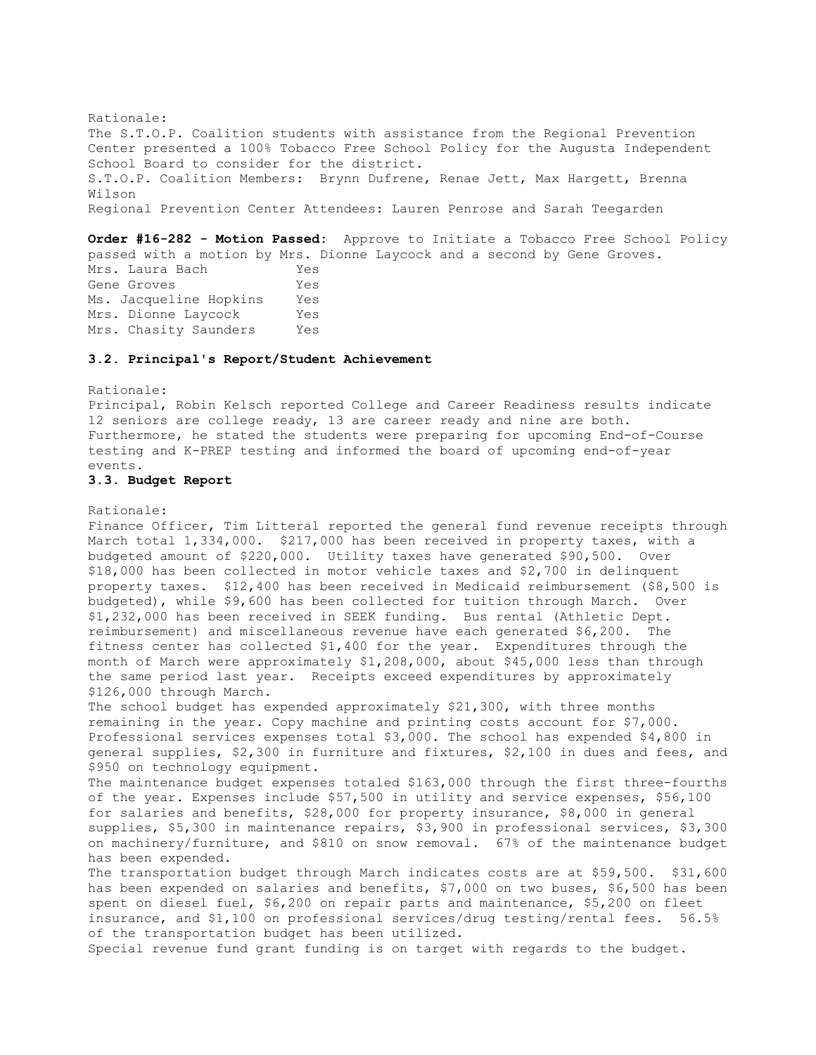Rationale:
The S.T.O.P. Coalition students with assistance from the Regional Prevention Center presented a 100% Tobacco Free School Policy for the Augusta Independent School Board to consider for the district.
S.T.O.P. Coalition Members: Brynn Dufrene, Renae Jett, Max Hargett, Brenna Wilson
Regional Prevention Center Attendees: Lauren Penrose and Sarah Teegarden

**Order #16-282 - Motion Passed:** Approve to Initiate a Tobacco Free School Policy passed with a motion by Mrs. Dionne Laycock and a second by Gene Groves.

| | |
|---|---|
| Mrs. Laura Bach | Yes |
| Gene Groves | Yes |
| Ms. Jacqueline Hopkins | Yes |
| Mrs. Dionne Laycock | Yes |
| Mrs. Chasity Saunders | Yes |

### 3.2. Principal's Report/Student Achievement

Rationale:
Principal, Robin Kelsch reported College and Career Readiness results indicate 12 seniors are college ready, 13 are career ready and nine are both. Furthermore, he stated the students were preparing for upcoming End-of-Course testing and K-PREP testing and informed the board of upcoming end-of-year events.

### 3.3. Budget Report

Rationale:
Finance Officer, Tim Litteral reported the general fund revenue receipts through March total 1,334,000. $217,000 has been received in property taxes, with a budgeted amount of $220,000. Utility taxes have generated $90,500. Over $18,000 has been collected in motor vehicle taxes and $2,700 in delinquent property taxes. $12,400 has been received in Medicaid reimbursement ($8,500 is budgeted), while $9,600 has been collected for tuition through March. Over $1,232,000 has been received in SEEK funding. Bus rental (Athletic Dept. reimbursement) and miscellaneous revenue have each generated $6,200. The fitness center has collected $1,400 for the year. Expenditures through the month of March were approximately $1,208,000, about $45,000 less than through the same period last year. Receipts exceed expenditures by approximately $126,000 through March.
The school budget has expended approximately $21,300, with three months remaining in the year. Copy machine and printing costs account for $7,000. Professional services expenses total $3,000. The school has expended $4,800 in general supplies, $2,300 in furniture and fixtures, $2,100 in dues and fees, and $950 on technology equipment.
The maintenance budget expenses totaled $163,000 through the first three-fourths of the year. Expenses include $57,500 in utility and service expenses, $56,100 for salaries and benefits, $28,000 for property insurance, $8,000 in general supplies, $5,300 in maintenance repairs, $3,900 in professional services, $3,300 on machinery/furniture, and $810 on snow removal. 67% of the maintenance budget has been expended.
The transportation budget through March indicates costs are at $59,500. $31,600 has been expended on salaries and benefits, $7,000 on two buses, $6,500 has been spent on diesel fuel, $6,200 on repair parts and maintenance, $5,200 on fleet insurance, and $1,100 on professional services/drug testing/rental fees. 56.5% of the transportation budget has been utilized.
Special revenue fund grant funding is on target with regards to the budget.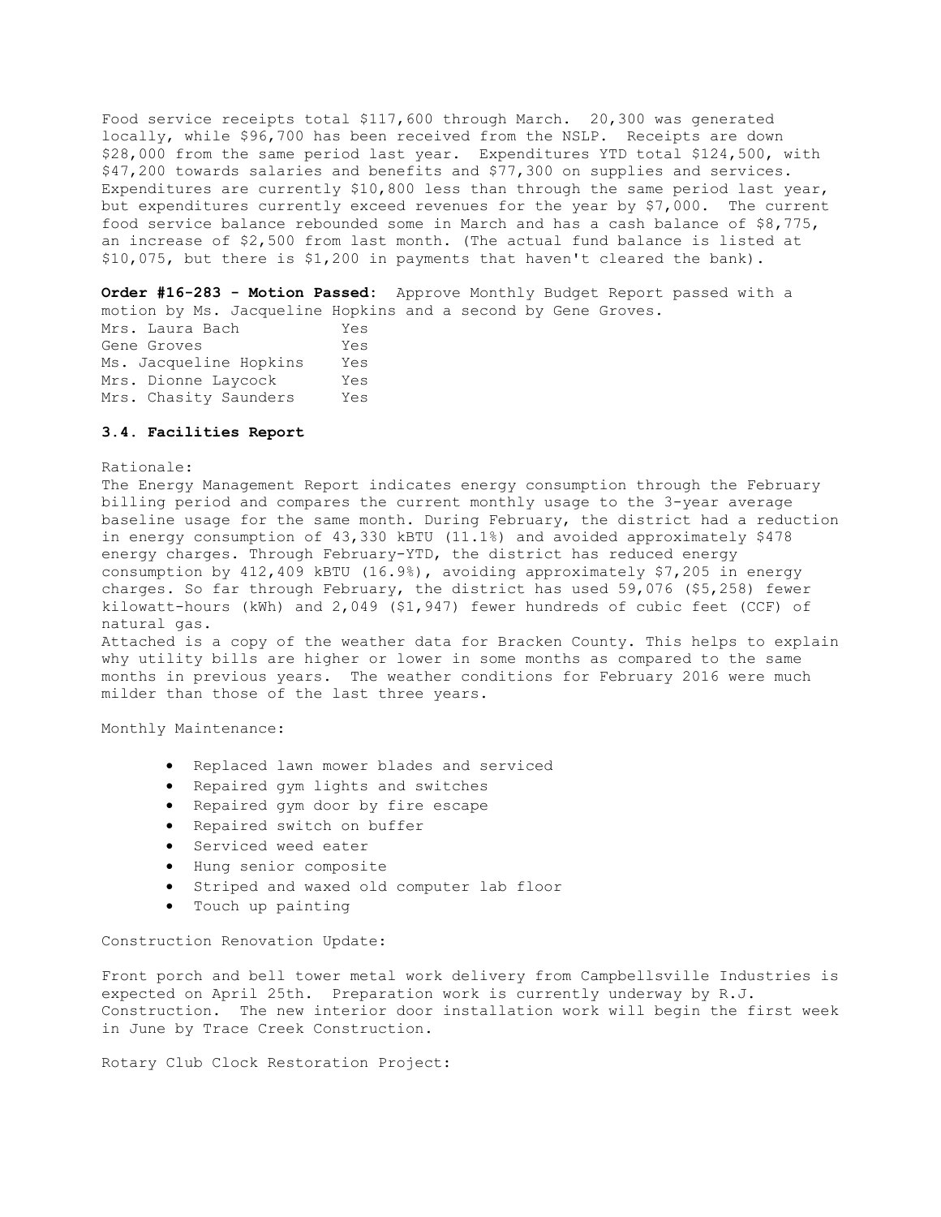Food service receipts total $117,600 through March.  20,300 was generated locally, while $96,700 has been received from the NSLP.  Receipts are down $28,000 from the same period last year.  Expenditures YTD total $124,500, with $47,200 towards salaries and benefits and $77,300 on supplies and services.  Expenditures are currently $10,800 less than through the same period last year, but expenditures currently exceed revenues for the year by $7,000.  The current food service balance rebounded some in March and has a cash balance of $8,775, an increase of $2,500 from last month. (The actual fund balance is listed at $10,075, but there is $1,200 in payments that haven't cleared the bank).

**Order #16-283 - Motion Passed:** Approve Monthly Budget Report passed with a motion by Ms. Jacqueline Hopkins and a second by Gene Groves.

| | |
|---|---|
| Mrs. Laura Bach | Yes |
| Gene Groves | Yes |
| Ms. Jacqueline Hopkins | Yes |
| Mrs. Dionne Laycock | Yes |
| Mrs. Chasity Saunders | Yes |

### 3.4. Facilities Report

Rationale:

The Energy Management Report indicates energy consumption through the February billing period and compares the current monthly usage to the 3-year average baseline usage for the same month. During February, the district had a reduction in energy consumption of 43,330 kBTU (11.1%) and avoided approximately $478 energy charges. Through February-YTD, the district has reduced energy consumption by 412,409 kBTU (16.9%), avoiding approximately $7,205 in energy charges. So far through February, the district has used 59,076 ($5,258) fewer kilowatt-hours (kWh) and 2,049 ($1,947) fewer hundreds of cubic feet (CCF) of natural gas.

Attached is a copy of the weather data for Bracken County. This helps to explain why utility bills are higher or lower in some months as compared to the same months in previous years.  The weather conditions for February 2016 were much milder than those of the last three years.

Monthly Maintenance:

- Replaced lawn mower blades and serviced
- Repaired gym lights and switches
- Repaired gym door by fire escape
- Repaired switch on buffer
- Serviced weed eater
- Hung senior composite
- Striped and waxed old computer lab floor
- Touch up painting

Construction Renovation Update:

Front porch and bell tower metal work delivery from Campbellsville Industries is expected on April 25th.  Preparation work is currently underway by R.J. Construction.  The new interior door installation work will begin the first week in June by Trace Creek Construction.

Rotary Club Clock Restoration Project: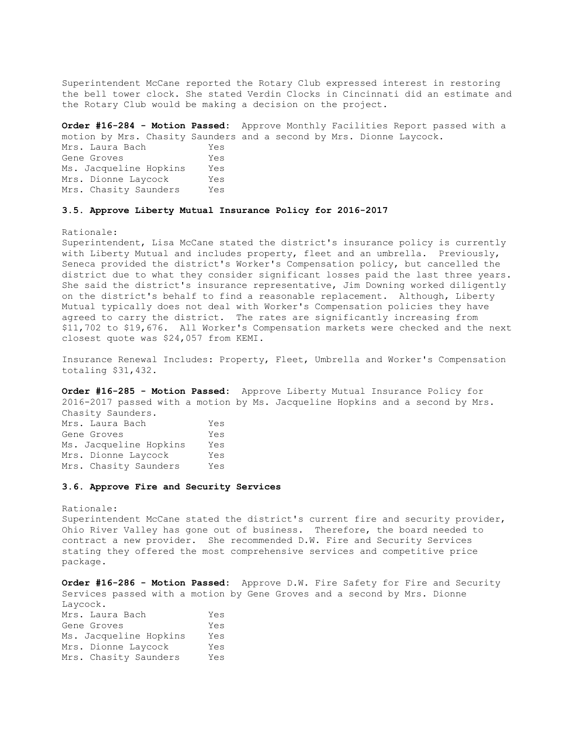Superintendent McCane reported the Rotary Club expressed interest in restoring the bell tower clock. She stated Verdin Clocks in Cincinnati did an estimate and the Rotary Club would be making a decision on the project.

**Order #16-284 - Motion Passed:** Approve Monthly Facilities Report passed with a motion by Mrs. Chasity Saunders and a second by Mrs. Dionne Laycock.

| | |
|---|---|
| Mrs. Laura Bach | Yes |
| Gene Groves | Yes |
| Ms. Jacqueline Hopkins | Yes |
| Mrs. Dionne Laycock | Yes |
| Mrs. Chasity Saunders | Yes |

### 3.5. Approve Liberty Mutual Insurance Policy for 2016-2017

Rationale:
Superintendent, Lisa McCane stated the district's insurance policy is currently with Liberty Mutual and includes property, fleet and an umbrella. Previously, Seneca provided the district's Worker's Compensation policy, but cancelled the district due to what they consider significant losses paid the last three years. She said the district's insurance representative, Jim Downing worked diligently on the district's behalf to find a reasonable replacement. Although, Liberty Mutual typically does not deal with Worker's Compensation policies they have agreed to carry the district. The rates are significantly increasing from $11,702 to $19,676. All Worker's Compensation markets were checked and the next closest quote was $24,057 from KEMI.

Insurance Renewal Includes: Property, Fleet, Umbrella and Worker's Compensation totaling $31,432.

**Order #16-285 - Motion Passed:** Approve Liberty Mutual Insurance Policy for 2016-2017 passed with a motion by Ms. Jacqueline Hopkins and a second by Mrs. Chasity Saunders.

| | |
|---|---|
| Mrs. Laura Bach | Yes |
| Gene Groves | Yes |
| Ms. Jacqueline Hopkins | Yes |
| Mrs. Dionne Laycock | Yes |
| Mrs. Chasity Saunders | Yes |

### 3.6. Approve Fire and Security Services

Rationale:
Superintendent McCane stated the district's current fire and security provider, Ohio River Valley has gone out of business. Therefore, the board needed to contract a new provider. She recommended D.W. Fire and Security Services stating they offered the most comprehensive services and competitive price package.

**Order #16-286 - Motion Passed:** Approve D.W. Fire Safety for Fire and Security Services passed with a motion by Gene Groves and a second by Mrs. Dionne Laycock.

| | |
|---|---|
| Mrs. Laura Bach | Yes |
| Gene Groves | Yes |
| Ms. Jacqueline Hopkins | Yes |
| Mrs. Dionne Laycock | Yes |
| Mrs. Chasity Saunders | Yes |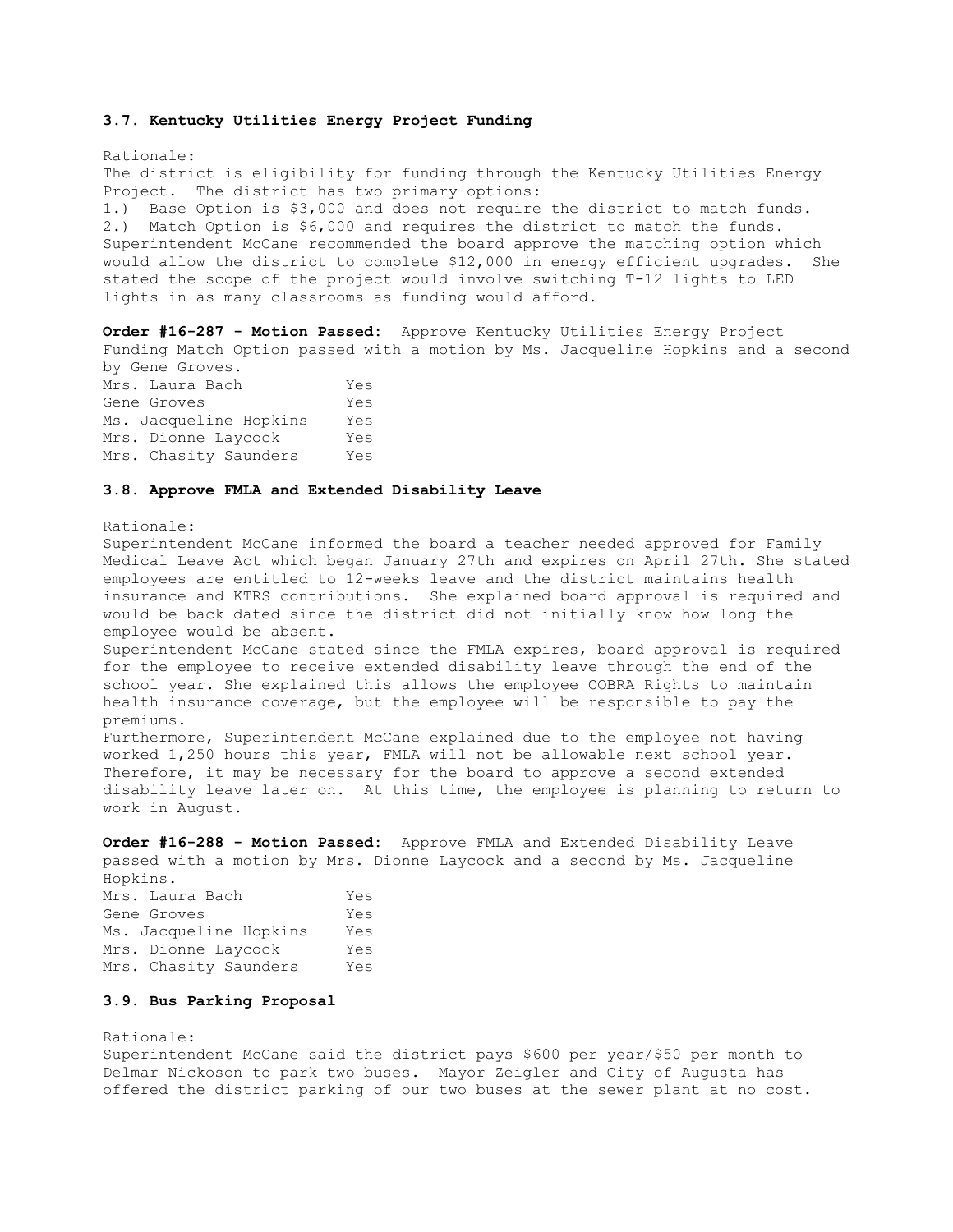### 3.7. Kentucky Utilities Energy Project Funding

Rationale:
The district is eligibility for funding through the Kentucky Utilities Energy Project. The district has two primary options:

1.) Base Option is $3,000 and does not require the district to match funds.
2.) Match Option is $6,000 and requires the district to match the funds.

Superintendent McCane recommended the board approve the matching option which would allow the district to complete $12,000 in energy efficient upgrades. She stated the scope of the project would involve switching T-12 lights to LED lights in as many classrooms as funding would afford.

**Order #16-287 - Motion Passed:** Approve Kentucky Utilities Energy Project Funding Match Option passed with a motion by Ms. Jacqueline Hopkins and a second by Gene Groves.

| | |
|---|---|
| Mrs. Laura Bach | Yes |
| Gene Groves | Yes |
| Ms. Jacqueline Hopkins | Yes |
| Mrs. Dionne Laycock | Yes |
| Mrs. Chasity Saunders | Yes |

### 3.8. Approve FMLA and Extended Disability Leave

Rationale:
Superintendent McCane informed the board a teacher needed approved for Family Medical Leave Act which began January 27th and expires on April 27th. She stated employees are entitled to 12-weeks leave and the district maintains health insurance and KTRS contributions. She explained board approval is required and would be back dated since the district did not initially know how long the employee would be absent.
Superintendent McCane stated since the FMLA expires, board approval is required for the employee to receive extended disability leave through the end of the school year. She explained this allows the employee COBRA Rights to maintain health insurance coverage, but the employee will be responsible to pay the premiums.
Furthermore, Superintendent McCane explained due to the employee not having worked 1,250 hours this year, FMLA will not be allowable next school year. Therefore, it may be necessary for the board to approve a second extended disability leave later on. At this time, the employee is planning to return to work in August.

**Order #16-288 - Motion Passed:** Approve FMLA and Extended Disability Leave passed with a motion by Mrs. Dionne Laycock and a second by Ms. Jacqueline Hopkins.

| | |
|---|---|
| Mrs. Laura Bach | Yes |
| Gene Groves | Yes |
| Ms. Jacqueline Hopkins | Yes |
| Mrs. Dionne Laycock | Yes |
| Mrs. Chasity Saunders | Yes |

### 3.9. Bus Parking Proposal

Rationale:
Superintendent McCane said the district pays $600 per year/$50 per month to Delmar Nickoson to park two buses. Mayor Zeigler and City of Augusta has offered the district parking of our two buses at the sewer plant at no cost.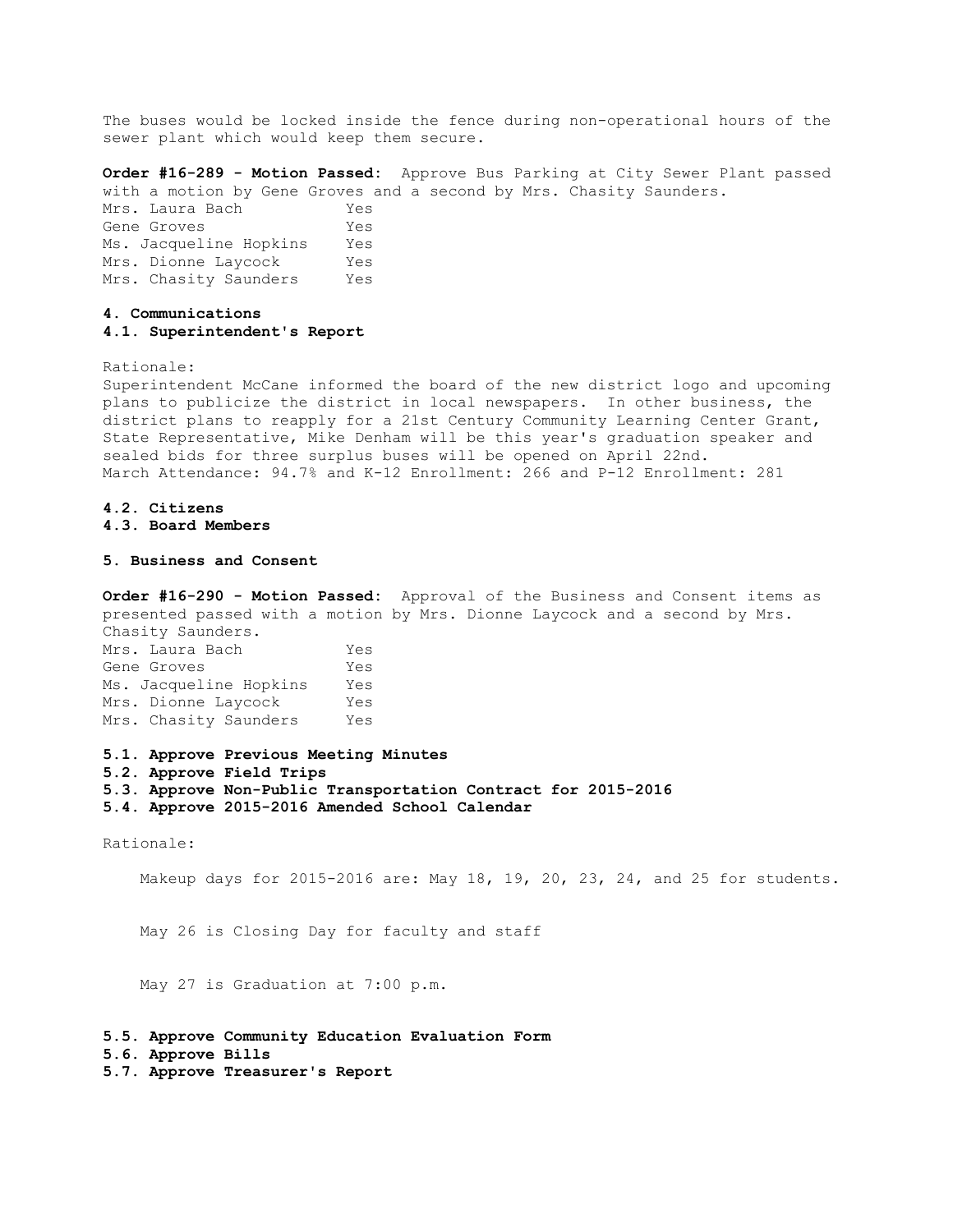The buses would be locked inside the fence during non-operational hours of the sewer plant which would keep them secure.

**Order #16-289 - Motion Passed:** Approve Bus Parking at City Sewer Plant passed with a motion by Gene Groves and a second by Mrs. Chasity Saunders.

| | |
|---|---|
| Mrs. Laura Bach | Yes |
| Gene Groves | Yes |
| Ms. Jacqueline Hopkins | Yes |
| Mrs. Dionne Laycock | Yes |
| Mrs. Chasity Saunders | Yes |

**4. Communications**

**4.1. Superintendent's Report**

Rationale:

Superintendent McCane informed the board of the new district logo and upcoming plans to publicize the district in local newspapers. In other business, the district plans to reapply for a 21st Century Community Learning Center Grant, State Representative, Mike Denham will be this year's graduation speaker and sealed bids for three surplus buses will be opened on April 22nd.

March Attendance: 94.7% and K-12 Enrollment: 266 and P-12 Enrollment: 281

**4.2. Citizens**

**4.3. Board Members**

**5. Business and Consent**

**Order #16-290 - Motion Passed:** Approval of the Business and Consent items as presented passed with a motion by Mrs. Dionne Laycock and a second by Mrs. Chasity Saunders.

| | |
|---|---|
| Mrs. Laura Bach | Yes |
| Gene Groves | Yes |
| Ms. Jacqueline Hopkins | Yes |
| Mrs. Dionne Laycock | Yes |
| Mrs. Chasity Saunders | Yes |

**5.1. Approve Previous Meeting Minutes**

**5.2. Approve Field Trips**

**5.3. Approve Non-Public Transportation Contract for 2015-2016**

**5.4. Approve 2015-2016 Amended School Calendar**

Rationale:

Makeup days for 2015-2016 are: May 18, 19, 20, 23, 24, and 25 for students.

May 26 is Closing Day for faculty and staff

May 27 is Graduation at 7:00 p.m.

**5.5. Approve Community Education Evaluation Form**

**5.6. Approve Bills**

**5.7. Approve Treasurer's Report**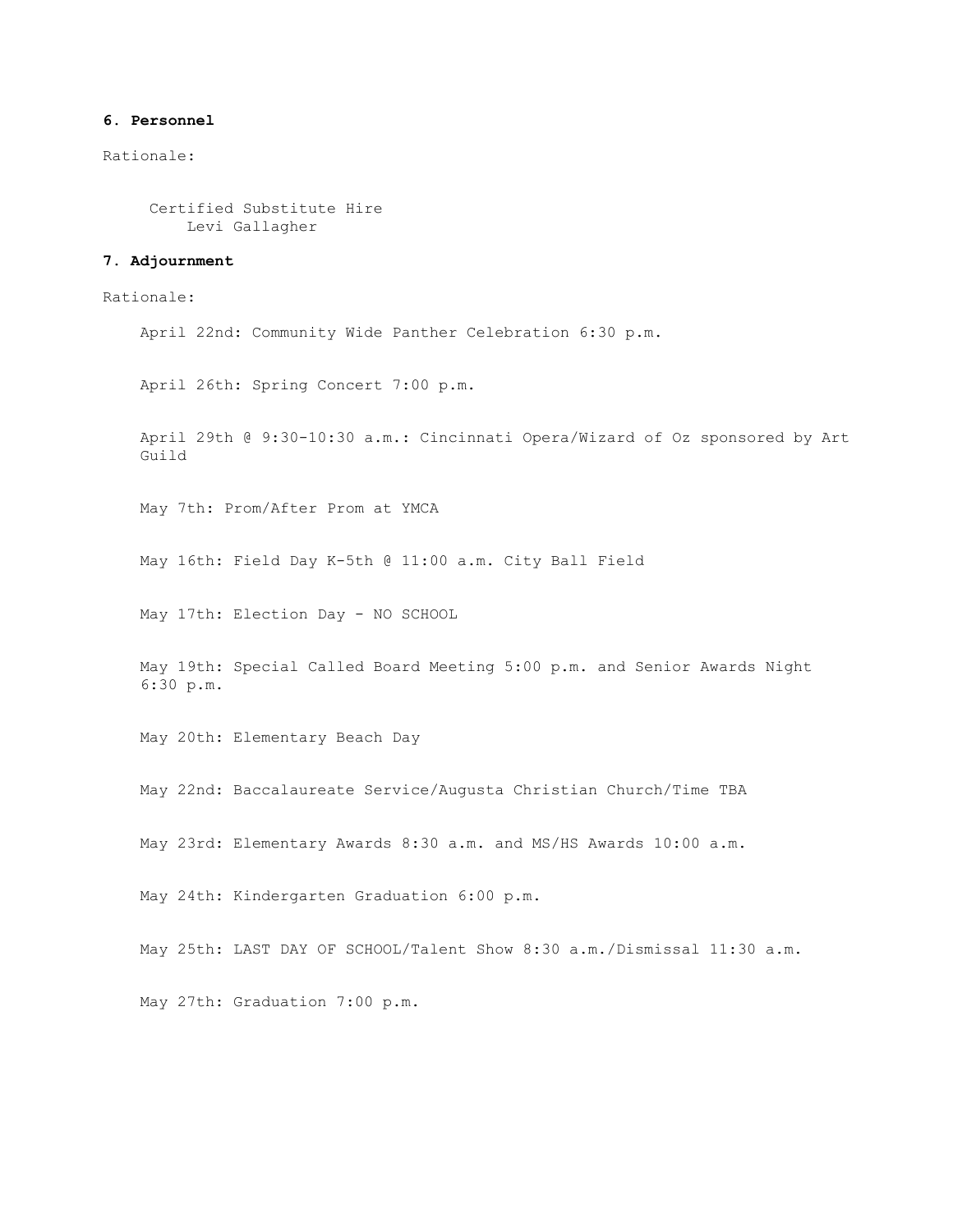### 6. Personnel

Rationale:

Certified Substitute Hire
Levi Gallagher

### 7. Adjournment

Rationale:

April 22nd: Community Wide Panther Celebration 6:30 p.m.

April 26th: Spring Concert 7:00 p.m.

April 29th @ 9:30-10:30 a.m.: Cincinnati Opera/Wizard of Oz sponsored by Art Guild

May 7th: Prom/After Prom at YMCA

May 16th: Field Day K-5th @ 11:00 a.m. City Ball Field

May 17th: Election Day - NO SCHOOL

May 19th: Special Called Board Meeting 5:00 p.m. and Senior Awards Night 6:30 p.m.

May 20th: Elementary Beach Day

May 22nd: Baccalaureate Service/Augusta Christian Church/Time TBA

May 23rd: Elementary Awards 8:30 a.m. and MS/HS Awards 10:00 a.m.

May 24th: Kindergarten Graduation 6:00 p.m.

May 25th: LAST DAY OF SCHOOL/Talent Show 8:30 a.m./Dismissal 11:30 a.m.

May 27th: Graduation 7:00 p.m.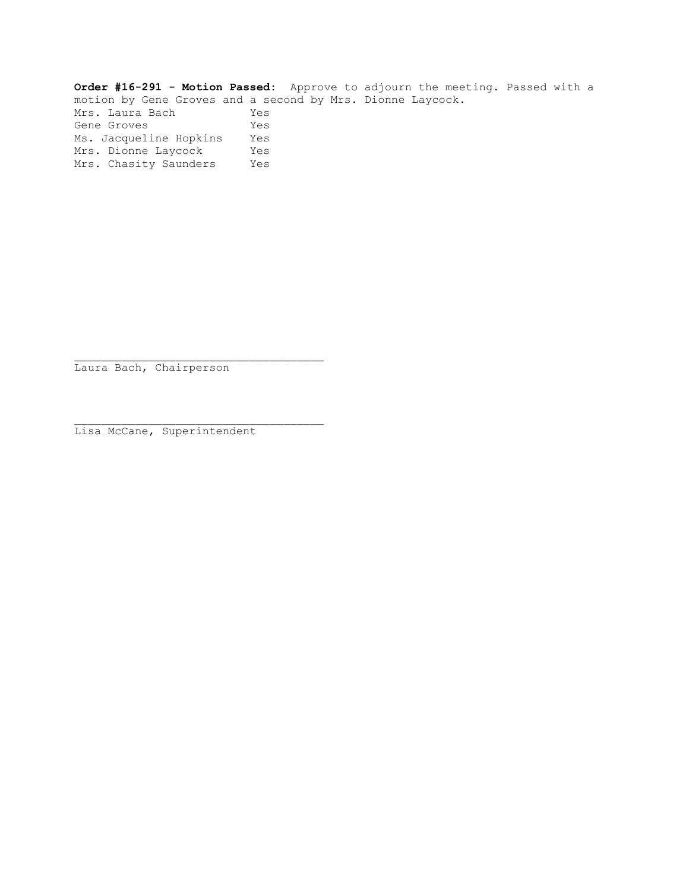**Order #16-291 - Motion Passed:** Approve to adjourn the meeting. Passed with a motion by Gene Groves and a second by Mrs. Dionne Laycock.

| | |
|---|---|
| Mrs. Laura Bach | Yes |
| Gene Groves | Yes |
| Ms. Jacqueline Hopkins | Yes |
| Mrs. Dionne Laycock | Yes |
| Mrs. Chasity Saunders | Yes |

_____________________________________
Laura Bach, Chairperson

_____________________________________
Lisa McCane, Superintendent